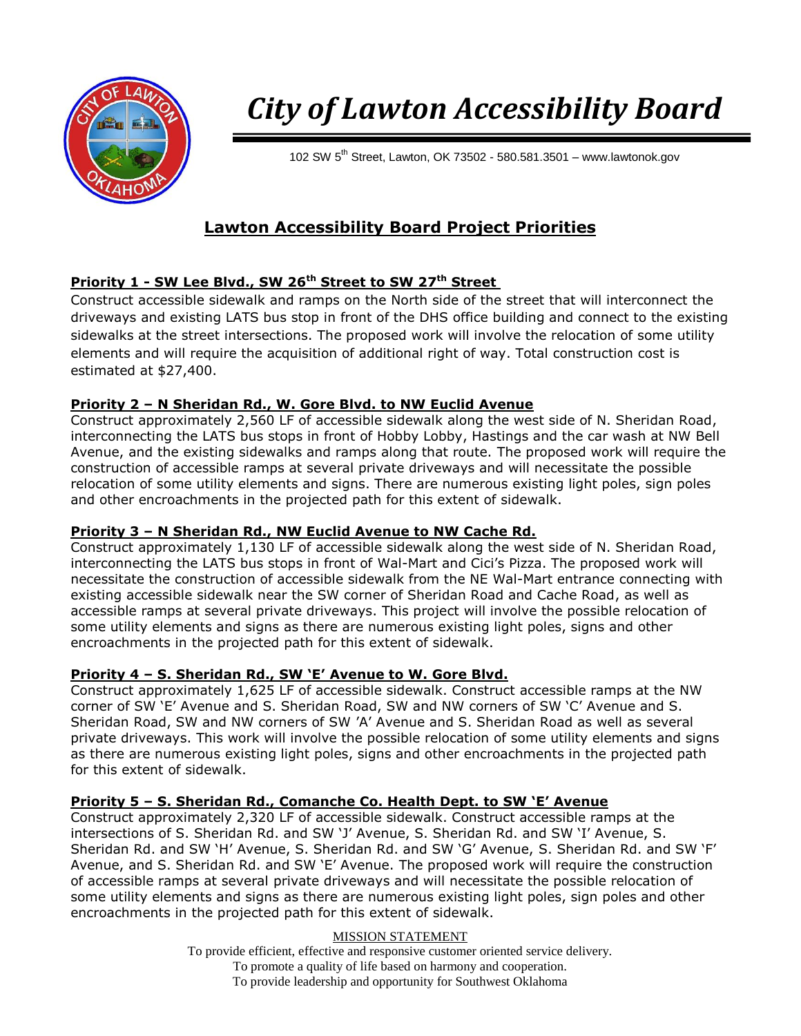# *City of Lawton Accessibility Board*

102 SW 5th Street, Lawton, OK 73502 - 580.581.3501 – www.lawtonok.gov

## Lawton Accessibility Board Project Priorities

### Priority 1 - SW Lee Blvd., SW 26th Street to SW 27th Street

Construct accessible sidewalk and ramps on the North side of the street that will interconnect the driveways and existing LATS bus stop in front of the DHS office building and connect to the existing sidewalks at the street intersections. The proposed work will involve the relocation of some utility elements and will require the acquisition of additional right of way. Total construction cost is estimated at $27,400.

### Priority 2 – N Sheridan Rd., W. Gore Blvd. to NW Euclid Avenue

Construct approximately 2,560 LF of accessible sidewalk along the west side of N. Sheridan Road, interconnecting the LATS bus stops in front of Hobby Lobby, Hastings and the car wash at NW Bell Avenue, and the existing sidewalks and ramps along that route. The proposed work will require the construction of accessible ramps at several private driveways and will necessitate the possible relocation of some utility elements and signs. There are numerous existing light poles, sign poles and other encroachments in the projected path for this extent of sidewalk.

### Priority 3 – N Sheridan Rd., NW Euclid Avenue to NW Cache Rd.

Construct approximately 1,130 LF of accessible sidewalk along the west side of N. Sheridan Road, interconnecting the LATS bus stops in front of Wal-Mart and Cici's Pizza. The proposed work will necessitate the construction of accessible sidewalk from the NE Wal-Mart entrance connecting with existing accessible sidewalk near the SW corner of Sheridan Road and Cache Road, as well as accessible ramps at several private driveways. This project will involve the possible relocation of some utility elements and signs as there are numerous existing light poles, signs and other encroachments in the projected path for this extent of sidewalk.

### Priority 4 – S. Sheridan Rd., SW 'E' Avenue to W. Gore Blvd.

Construct approximately 1,625 LF of accessible sidewalk. Construct accessible ramps at the NW corner of SW 'E' Avenue and S. Sheridan Road, SW and NW corners of SW 'C' Avenue and S. Sheridan Road, SW and NW corners of SW 'A' Avenue and S. Sheridan Road as well as several private driveways. This work will involve the possible relocation of some utility elements and signs as there are numerous existing light poles, signs and other encroachments in the projected path for this extent of sidewalk.

### Priority 5 – S. Sheridan Rd., Comanche Co. Health Dept. to SW 'E' Avenue

Construct approximately 2,320 LF of accessible sidewalk. Construct accessible ramps at the intersections of S. Sheridan Rd. and SW 'J' Avenue, S. Sheridan Rd. and SW 'I' Avenue, S. Sheridan Rd. and SW 'H' Avenue, S. Sheridan Rd. and SW 'G' Avenue, S. Sheridan Rd. and SW 'F' Avenue, and S. Sheridan Rd. and SW 'E' Avenue. The proposed work will require the construction of accessible ramps at several private driveways and will necessitate the possible relocation of some utility elements and signs as there are numerous existing light poles, sign poles and other encroachments in the projected path for this extent of sidewalk.

MISSION STATEMENT

To provide efficient, effective and responsive customer oriented service delivery.
To promote a quality of life based on harmony and cooperation.
To provide leadership and opportunity for Southwest Oklahoma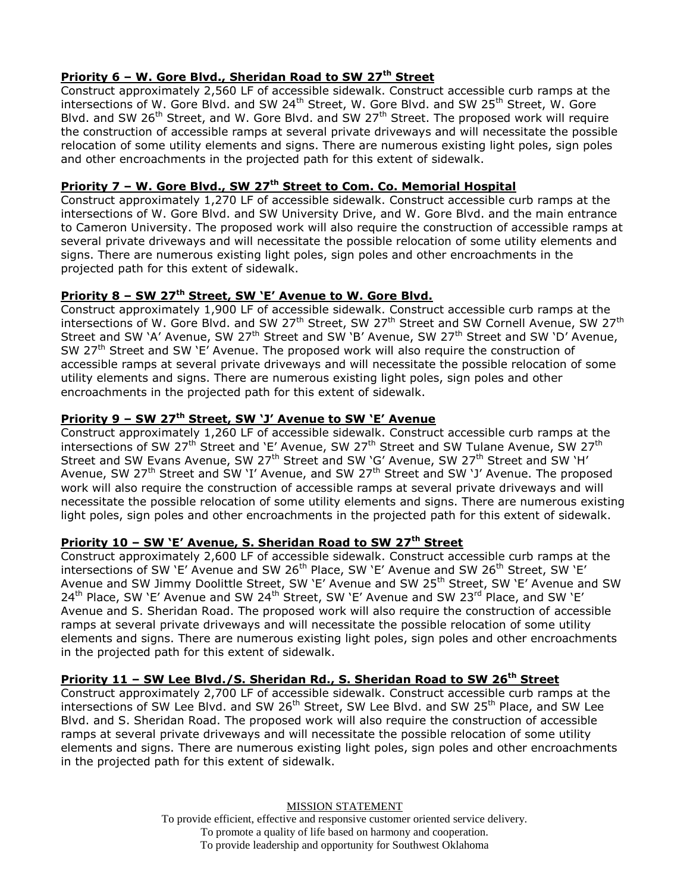**Priority 6 – W. Gore Blvd., Sheridan Road to SW 27th Street**

Construct approximately 2,560 LF of accessible sidewalk. Construct accessible curb ramps at the intersections of W. Gore Blvd. and SW 24th Street, W. Gore Blvd. and SW 25th Street, W. Gore Blvd. and SW 26th Street, and W. Gore Blvd. and SW 27th Street. The proposed work will require the construction of accessible ramps at several private driveways and will necessitate the possible relocation of some utility elements and signs. There are numerous existing light poles, sign poles and other encroachments in the projected path for this extent of sidewalk.

**Priority 7 – W. Gore Blvd., SW 27th Street to Com. Co. Memorial Hospital**

Construct approximately 1,270 LF of accessible sidewalk. Construct accessible curb ramps at the intersections of W. Gore Blvd. and SW University Drive, and W. Gore Blvd. and the main entrance to Cameron University. The proposed work will also require the construction of accessible ramps at several private driveways and will necessitate the possible relocation of some utility elements and signs. There are numerous existing light poles, sign poles and other encroachments in the projected path for this extent of sidewalk.

**Priority 8 – SW 27th Street, SW 'E' Avenue to W. Gore Blvd.**

Construct approximately 1,900 LF of accessible sidewalk. Construct accessible curb ramps at the intersections of W. Gore Blvd. and SW 27th Street, SW 27th Street and SW Cornell Avenue, SW 27th Street and SW 'A' Avenue, SW 27th Street and SW 'B' Avenue, SW 27th Street and SW 'D' Avenue, SW 27th Street and SW 'E' Avenue. The proposed work will also require the construction of accessible ramps at several private driveways and will necessitate the possible relocation of some utility elements and signs. There are numerous existing light poles, sign poles and other encroachments in the projected path for this extent of sidewalk.

**Priority 9 – SW 27th Street, SW 'J' Avenue to SW 'E' Avenue**

Construct approximately 1,260 LF of accessible sidewalk. Construct accessible curb ramps at the intersections of SW 27th Street and 'E' Avenue, SW 27th Street and SW Tulane Avenue, SW 27th Street and SW Evans Avenue, SW 27th Street and SW 'G' Avenue, SW 27th Street and SW 'H' Avenue, SW 27th Street and SW 'I' Avenue, and SW 27th Street and SW 'J' Avenue. The proposed work will also require the construction of accessible ramps at several private driveways and will necessitate the possible relocation of some utility elements and signs. There are numerous existing light poles, sign poles and other encroachments in the projected path for this extent of sidewalk.

**Priority 10 – SW 'E' Avenue, S. Sheridan Road to SW 27th Street**

Construct approximately 2,600 LF of accessible sidewalk. Construct accessible curb ramps at the intersections of SW 'E' Avenue and SW 26th Place, SW 'E' Avenue and SW 26th Street, SW 'E' Avenue and SW Jimmy Doolittle Street, SW 'E' Avenue and SW 25th Street, SW 'E' Avenue and SW 24th Place, SW 'E' Avenue and SW 24th Street, SW 'E' Avenue and SW 23rd Place, and SW 'E' Avenue and S. Sheridan Road. The proposed work will also require the construction of accessible ramps at several private driveways and will necessitate the possible relocation of some utility elements and signs. There are numerous existing light poles, sign poles and other encroachments in the projected path for this extent of sidewalk.

**Priority 11 – SW Lee Blvd./S. Sheridan Rd., S. Sheridan Road to SW 26th Street**

Construct approximately 2,700 LF of accessible sidewalk. Construct accessible curb ramps at the intersections of SW Lee Blvd. and SW 26th Street, SW Lee Blvd. and SW 25th Place, and SW Lee Blvd. and S. Sheridan Road. The proposed work will also require the construction of accessible ramps at several private driveways and will necessitate the possible relocation of some utility elements and signs. There are numerous existing light poles, sign poles and other encroachments in the projected path for this extent of sidewalk.

MISSION STATEMENT

To provide efficient, effective and responsive customer oriented service delivery.
To promote a quality of life based on harmony and cooperation.
To provide leadership and opportunity for Southwest Oklahoma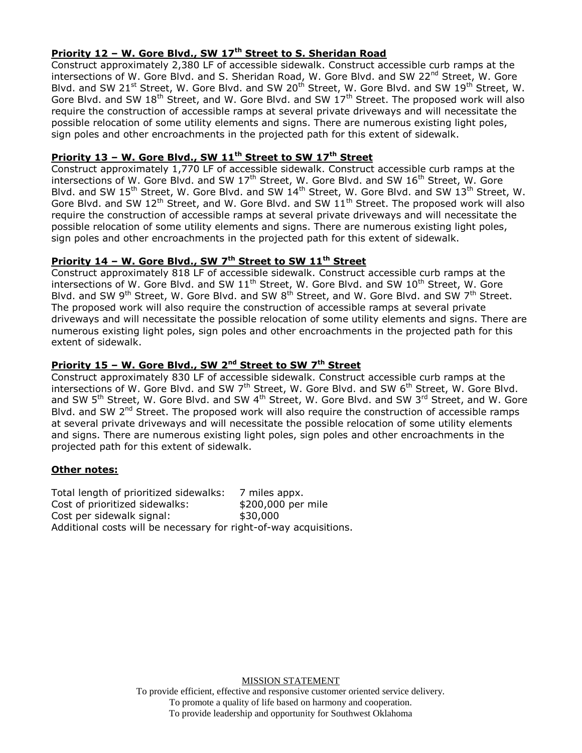**Priority 12 – W. Gore Blvd., SW 17th Street to S. Sheridan Road**

Construct approximately 2,380 LF of accessible sidewalk. Construct accessible curb ramps at the intersections of W. Gore Blvd. and S. Sheridan Road, W. Gore Blvd. and SW 22nd Street, W. Gore Blvd. and SW 21st Street, W. Gore Blvd. and SW 20th Street, W. Gore Blvd. and SW 19th Street, W. Gore Blvd. and SW 18th Street, and W. Gore Blvd. and SW 17th Street. The proposed work will also require the construction of accessible ramps at several private driveways and will necessitate the possible relocation of some utility elements and signs. There are numerous existing light poles, sign poles and other encroachments in the projected path for this extent of sidewalk.

**Priority 13 – W. Gore Blvd., SW 11th Street to SW 17th Street**

Construct approximately 1,770 LF of accessible sidewalk. Construct accessible curb ramps at the intersections of W. Gore Blvd. and SW 17th Street, W. Gore Blvd. and SW 16th Street, W. Gore Blvd. and SW 15th Street, W. Gore Blvd. and SW 14th Street, W. Gore Blvd. and SW 13th Street, W. Gore Blvd. and SW 12th Street, and W. Gore Blvd. and SW 11th Street. The proposed work will also require the construction of accessible ramps at several private driveways and will necessitate the possible relocation of some utility elements and signs. There are numerous existing light poles, sign poles and other encroachments in the projected path for this extent of sidewalk.

**Priority 14 – W. Gore Blvd., SW 7th Street to SW 11th Street**

Construct approximately 818 LF of accessible sidewalk. Construct accessible curb ramps at the intersections of W. Gore Blvd. and SW 11th Street, W. Gore Blvd. and SW 10th Street, W. Gore Blvd. and SW 9th Street, W. Gore Blvd. and SW 8th Street, and W. Gore Blvd. and SW 7th Street. The proposed work will also require the construction of accessible ramps at several private driveways and will necessitate the possible relocation of some utility elements and signs. There are numerous existing light poles, sign poles and other encroachments in the projected path for this extent of sidewalk.

**Priority 15 – W. Gore Blvd., SW 2nd Street to SW 7th Street**

Construct approximately 830 LF of accessible sidewalk. Construct accessible curb ramps at the intersections of W. Gore Blvd. and SW 7th Street, W. Gore Blvd. and SW 6th Street, W. Gore Blvd. and SW 5th Street, W. Gore Blvd. and SW 4th Street, W. Gore Blvd. and SW 3rd Street, and W. Gore Blvd. and SW 2nd Street. The proposed work will also require the construction of accessible ramps at several private driveways and will necessitate the possible relocation of some utility elements and signs. There are numerous existing light poles, sign poles and other encroachments in the projected path for this extent of sidewalk.

**Other notes:**

Total length of prioritized sidewalks: 7 miles appx.
Cost of prioritized sidewalks: $200,000 per mile
Cost per sidewalk signal: $30,000
Additional costs will be necessary for right-of-way acquisitions.

MISSION STATEMENT
To provide efficient, effective and responsive customer oriented service delivery.
To promote a quality of life based on harmony and cooperation.
To provide leadership and opportunity for Southwest Oklahoma